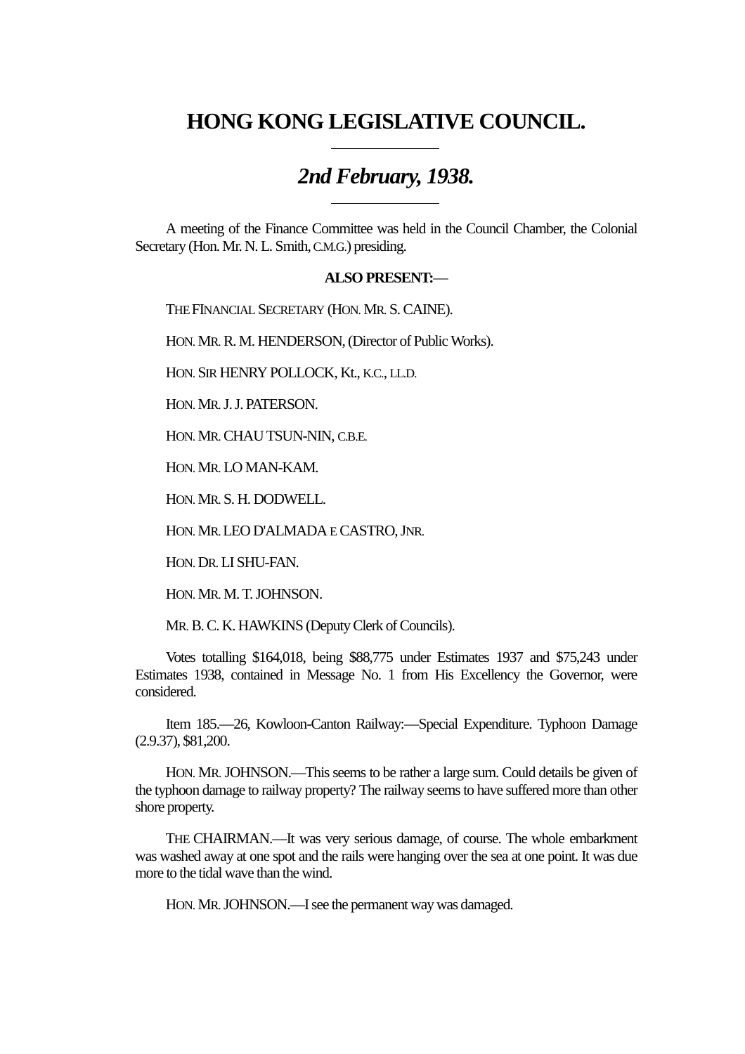# HONG KONG LEGISLATIVE COUNCIL.

## *2nd February, 1938.*

A meeting of the Finance Committee was held in the Council Chamber, the Colonial Secretary (Hon. Mr. N. L. Smith, C.M.G.) presiding.

**ALSO PRESENT:**—

THE FINANCIAL SECRETARY (HON. MR. S. CAINE).

HON. MR. R. M. HENDERSON, (Director of Public Works).

HON. SIR HENRY POLLOCK, Kt., K.C., LL.D.

HON. MR. J. J. PATERSON.

HON. MR. CHAU TSUN-NIN, C.B.E.

HON. MR. LO MAN-KAM.

HON. MR. S. H. DODWELL.

HON. MR. LEO D'ALMADA E CASTRO, JNR.

HON. DR. LI SHU-FAN.

HON. MR. M. T. JOHNSON.

MR. B. C. K. HAWKINS (Deputy Clerk of Councils).

Votes totalling $164,018, being $88,775 under Estimates 1937 and $75,243 under Estimates 1938, contained in Message No. 1 from His Excellency the Governor, were considered.

Item 185.—26, Kowloon-Canton Railway:—Special Expenditure. Typhoon Damage (2.9.37), $81,200.

HON. MR. JOHNSON.—This seems to be rather a large sum. Could details be given of the typhoon damage to railway property? The railway seems to have suffered more than other shore property.

THE CHAIRMAN.—It was very serious damage, of course. The whole embarkment was washed away at one spot and the rails were hanging over the sea at one point. It was due more to the tidal wave than the wind.

HON. MR. JOHNSON.—I see the permanent way was damaged.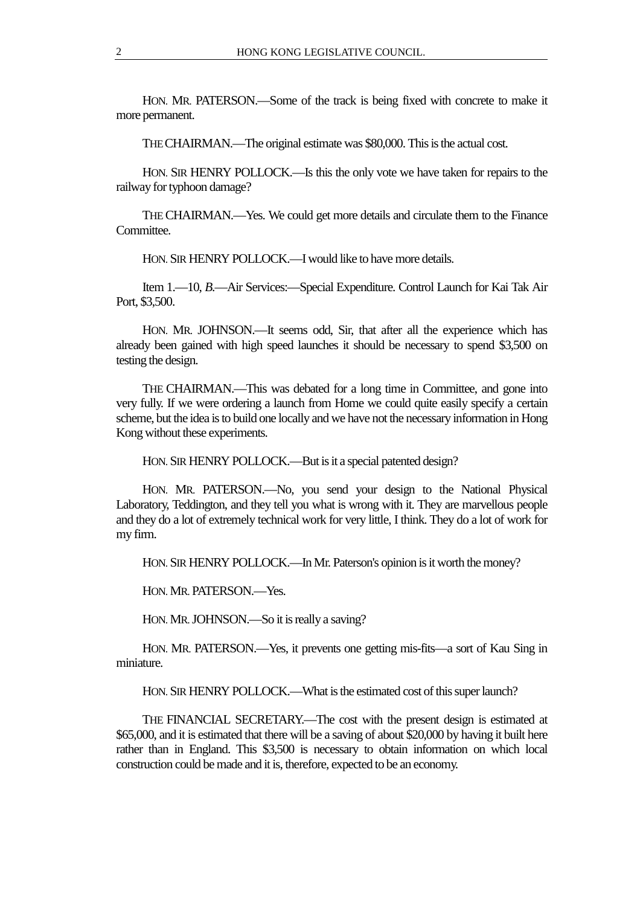HON. MR. PATERSON.—Some of the track is being fixed with concrete to make it more permanent.

THE CHAIRMAN.—The original estimate was $80,000. This is the actual cost.

HON. SIR HENRY POLLOCK.—Is this the only vote we have taken for repairs to the railway for typhoon damage?

THE CHAIRMAN.—Yes. We could get more details and circulate them to the Finance Committee.

HON. SIR HENRY POLLOCK.—I would like to have more details.

Item 1.—10, *B*.—Air Services:—Special Expenditure. Control Launch for Kai Tak Air Port, $3,500.

HON. MR. JOHNSON.—It seems odd, Sir, that after all the experience which has already been gained with high speed launches it should be necessary to spend $3,500 on testing the design.

THE CHAIRMAN.—This was debated for a long time in Committee, and gone into very fully. If we were ordering a launch from Home we could quite easily specify a certain scheme, but the idea is to build one locally and we have not the necessary information in Hong Kong without these experiments.

HON. SIR HENRY POLLOCK.—But is it a special patented design?

HON. MR. PATERSON.—No, you send your design to the National Physical Laboratory, Teddington, and they tell you what is wrong with it. They are marvellous people and they do a lot of extremely technical work for very little, I think. They do a lot of work for my firm.

HON. SIR HENRY POLLOCK.—In Mr. Paterson's opinion is it worth the money?

HON. MR. PATERSON.—Yes.

HON. MR. JOHNSON.—So it is really a saving?

HON. MR. PATERSON.—Yes, it prevents one getting mis-fits—a sort of Kau Sing in miniature.

HON. SIR HENRY POLLOCK.—What is the estimated cost of this super launch?

THE FINANCIAL SECRETARY.—The cost with the present design is estimated at $65,000, and it is estimated that there will be a saving of about $20,000 by having it built here rather than in England. This $3,500 is necessary to obtain information on which local construction could be made and it is, therefore, expected to be an economy.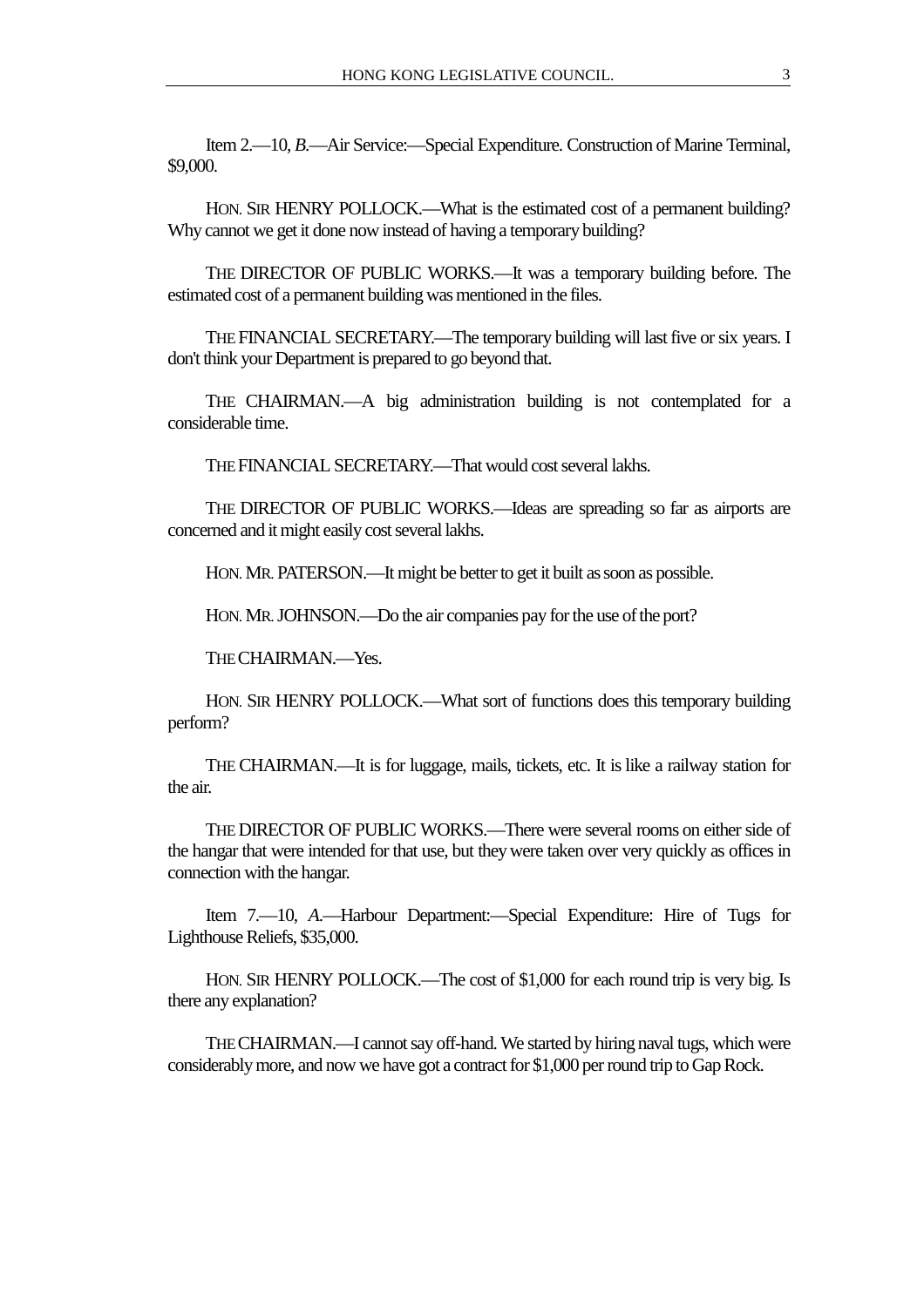Item 2.—10, *B*.—Air Service:—Special Expenditure. Construction of Marine Terminal, $9,000.

HON. SIR HENRY POLLOCK.—What is the estimated cost of a permanent building? Why cannot we get it done now instead of having a temporary building?

THE DIRECTOR OF PUBLIC WORKS.—It was a temporary building before. The estimated cost of a permanent building was mentioned in the files.

THE FINANCIAL SECRETARY.—The temporary building will last five or six years. I don't think your Department is prepared to go beyond that.

THE CHAIRMAN.—A big administration building is not contemplated for a considerable time.

THE FINANCIAL SECRETARY.—That would cost several lakhs.

THE DIRECTOR OF PUBLIC WORKS.—Ideas are spreading so far as airports are concerned and it might easily cost several lakhs.

HON. MR. PATERSON.—It might be better to get it built as soon as possible.

HON. MR. JOHNSON.—Do the air companies pay for the use of the port?

THE CHAIRMAN.—Yes.

HON. SIR HENRY POLLOCK.—What sort of functions does this temporary building perform?

THE CHAIRMAN.—It is for luggage, mails, tickets, etc. It is like a railway station for the air.

THE DIRECTOR OF PUBLIC WORKS.—There were several rooms on either side of the hangar that were intended for that use, but they were taken over very quickly as offices in connection with the hangar.

Item 7.—10, *A*.—Harbour Department:—Special Expenditure: Hire of Tugs for Lighthouse Reliefs, $35,000.

HON. SIR HENRY POLLOCK.—The cost of $1,000 for each round trip is very big. Is there any explanation?

THE CHAIRMAN.—I cannot say off-hand. We started by hiring naval tugs, which were considerably more, and now we have got a contract for $1,000 per round trip to Gap Rock.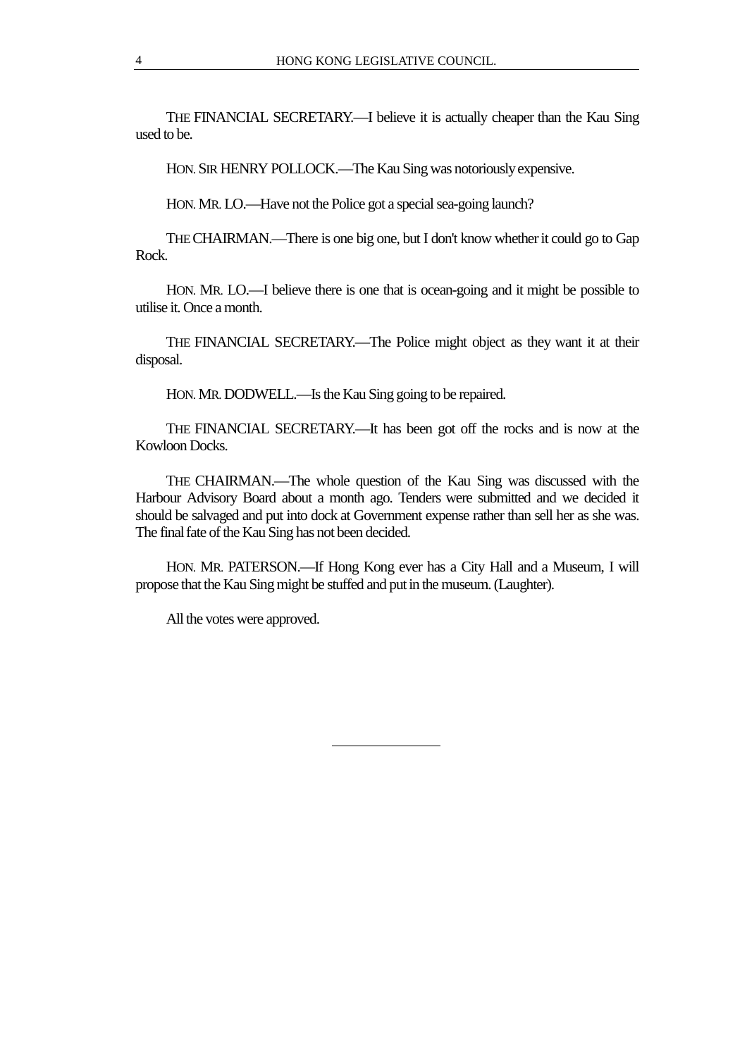THE FINANCIAL SECRETARY.—I believe it is actually cheaper than the Kau Sing used to be.

HON. SIR HENRY POLLOCK.—The Kau Sing was notoriously expensive.

HON. MR. LO.—Have not the Police got a special sea-going launch?

THE CHAIRMAN.—There is one big one, but I don't know whether it could go to Gap Rock.

HON. MR. LO.—I believe there is one that is ocean-going and it might be possible to utilise it. Once a month.

THE FINANCIAL SECRETARY.—The Police might object as they want it at their disposal.

HON. MR. DODWELL.—Is the Kau Sing going to be repaired.

THE FINANCIAL SECRETARY.—It has been got off the rocks and is now at the Kowloon Docks.

THE CHAIRMAN.—The whole question of the Kau Sing was discussed with the Harbour Advisory Board about a month ago. Tenders were submitted and we decided it should be salvaged and put into dock at Government expense rather than sell her as she was. The final fate of the Kau Sing has not been decided.

HON. MR. PATERSON.—If Hong Kong ever has a City Hall and a Museum, I will propose that the Kau Sing might be stuffed and put in the museum. (Laughter).

All the votes were approved.

---